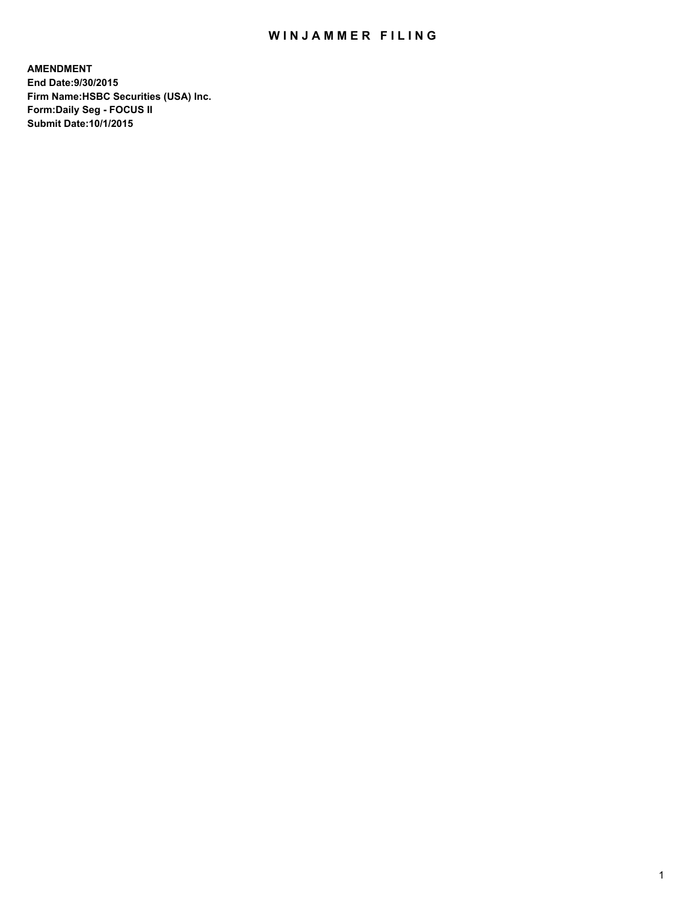# WINJAMMER FILING

**AMENDMENT**
**End Date:9/30/2015**
**Firm Name:HSBC Securities (USA) Inc.**
**Form:Daily Seg - FOCUS II**
**Submit Date:10/1/2015**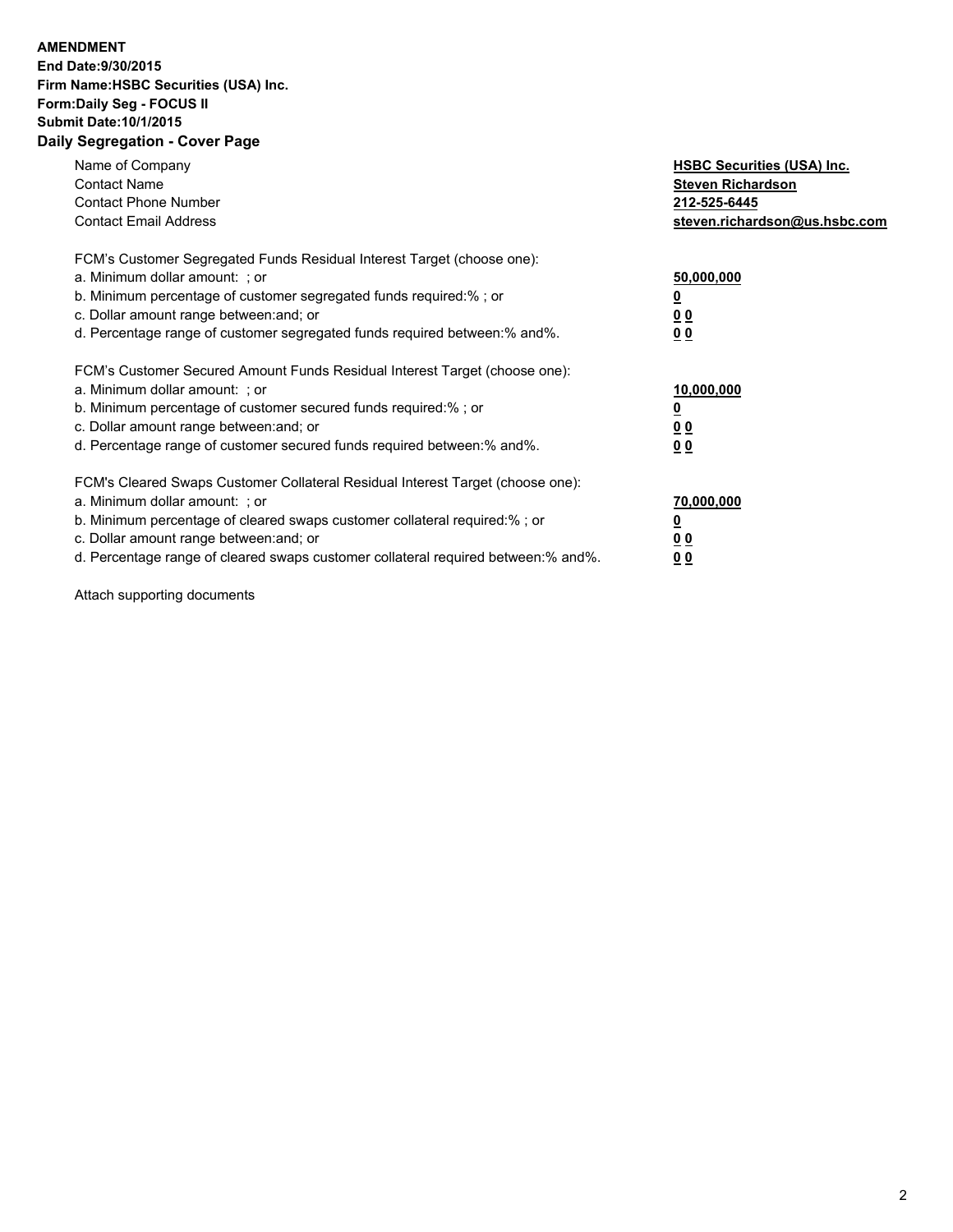**AMENDMENT**
**End Date:9/30/2015**
**Firm Name:HSBC Securities (USA) Inc.**
**Form:Daily Seg - FOCUS II**
**Submit Date:10/1/2015**

## Daily Segregation - Cover Page

| | |
|---|---|
| Name of Company | **HSBC Securities (USA) Inc.** |
| Contact Name | **Steven Richardson** |
| Contact Phone Number | **212-525-6445** |
| Contact Email Address | **steven.richardson@us.hsbc.com** |

| | |
|---|---|
| FCM's Customer Segregated Funds Residual Interest Target (choose one): | |
| a. Minimum dollar amount: ; or | **50,000,000** |
| b. Minimum percentage of customer segregated funds required:% ; or | **0** |
| c. Dollar amount range between:and; or | **0 0** |
| d. Percentage range of customer segregated funds required between:% and%. | **0 0** |

| | |
|---|---|
| FCM's Customer Secured Amount Funds Residual Interest Target (choose one): | |
| a. Minimum dollar amount: ; or | **10,000,000** |
| b. Minimum percentage of customer secured funds required:% ; or | **0** |
| c. Dollar amount range between:and; or | **0 0** |
| d. Percentage range of customer secured funds required between:% and%. | **0 0** |

| | |
|---|---|
| FCM's Cleared Swaps Customer Collateral Residual Interest Target (choose one): | |
| a. Minimum dollar amount: ; or | **70,000,000** |
| b. Minimum percentage of cleared swaps customer collateral required:% ; or | **0** |
| c. Dollar amount range between:and; or | **0 0** |
| d. Percentage range of cleared swaps customer collateral required between:% and%. | **0 0** |

Attach supporting documents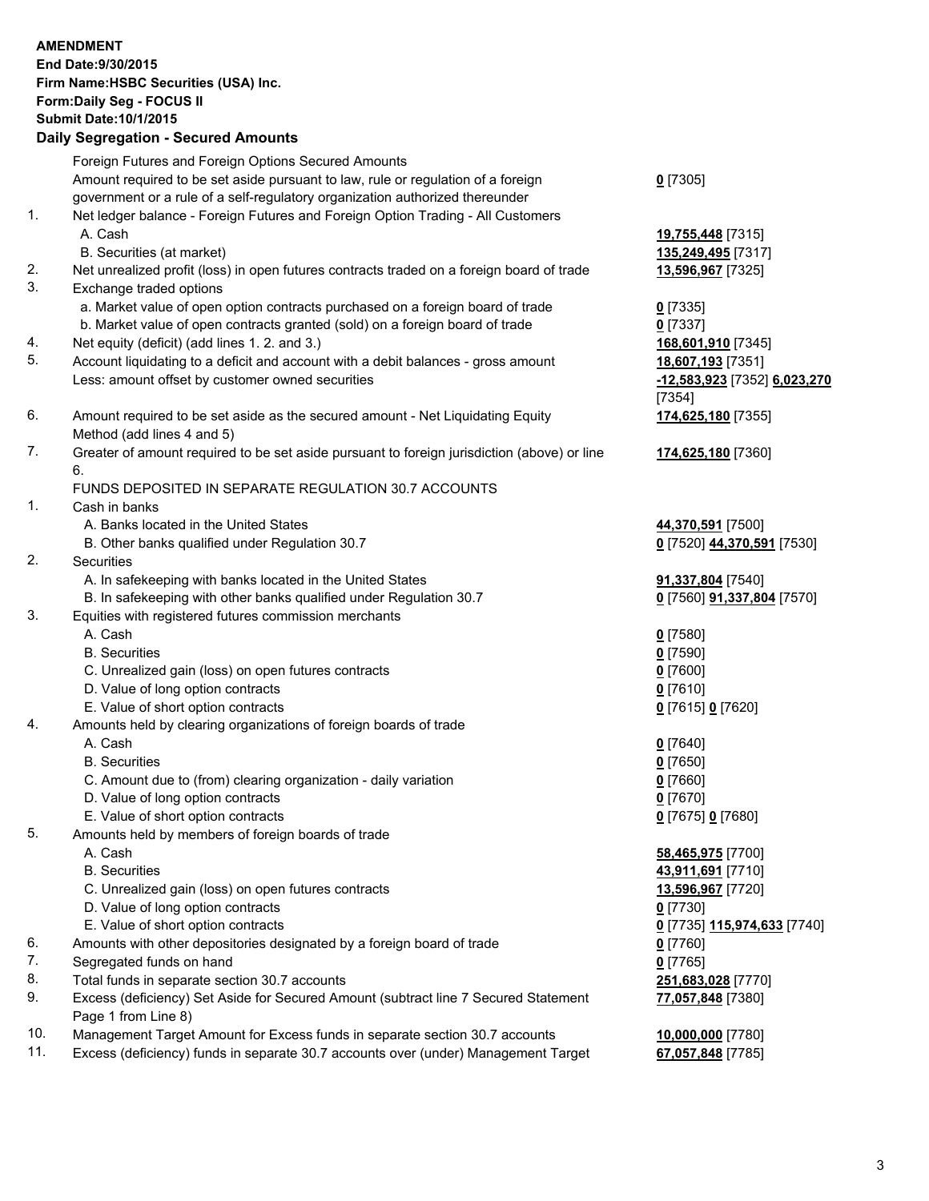**AMENDMENT**
**End Date:9/30/2015**
**Firm Name:HSBC Securities (USA) Inc.**
**Form:Daily Seg - FOCUS II**
**Submit Date:10/1/2015**

## Daily Segregation - Secured Amounts

| | | |
|---|---|---|
| | Foreign Futures and Foreign Options Secured Amounts | |
| | Amount required to be set aside pursuant to law, rule or regulation of a foreign government or a rule of a self-regulatory organization authorized thereunder | **0** [7305] |
| 1. | Net ledger balance - Foreign Futures and Foreign Option Trading - All Customers | |
| | A. Cash | **19,755,448** [7315] |
| | B. Securities (at market) | **135,249,495** [7317] |
| 2. | Net unrealized profit (loss) in open futures contracts traded on a foreign board of trade | **13,596,967** [7325] |
| 3. | Exchange traded options | |
| | a. Market value of open option contracts purchased on a foreign board of trade | **0** [7335] |
| | b. Market value of open contracts granted (sold) on a foreign board of trade | **0** [7337] |
| 4. | Net equity (deficit) (add lines 1. 2. and 3.) | **168,601,910** [7345] |
| 5. | Account liquidating to a deficit and account with a debit balances - gross amount | **18,607,193** [7351] |
| | Less: amount offset by customer owned securities | **-12,583,923** [7352] **6,023,270** [7354] |
| 6. | Amount required to be set aside as the secured amount - Net Liquidating Equity Method (add lines 4 and 5) | **174,625,180** [7355] |
| 7. | Greater of amount required to be set aside pursuant to foreign jurisdiction (above) or line 6. | **174,625,180** [7360] |
| | FUNDS DEPOSITED IN SEPARATE REGULATION 30.7 ACCOUNTS | |
| 1. | Cash in banks | |
| | A. Banks located in the United States | **44,370,591** [7500] |
| | B. Other banks qualified under Regulation 30.7 | **0** [7520] **44,370,591** [7530] |
| 2. | Securities | |
| | A. In safekeeping with banks located in the United States | **91,337,804** [7540] |
| | B. In safekeeping with other banks qualified under Regulation 30.7 | **0** [7560] **91,337,804** [7570] |
| 3. | Equities with registered futures commission merchants | |
| | A. Cash | **0** [7580] |
| | B. Securities | **0** [7590] |
| | C. Unrealized gain (loss) on open futures contracts | **0** [7600] |
| | D. Value of long option contracts | **0** [7610] |
| | E. Value of short option contracts | **0** [7615] **0** [7620] |
| 4. | Amounts held by clearing organizations of foreign boards of trade | |
| | A. Cash | **0** [7640] |
| | B. Securities | **0** [7650] |
| | C. Amount due to (from) clearing organization - daily variation | **0** [7660] |
| | D. Value of long option contracts | **0** [7670] |
| | E. Value of short option contracts | **0** [7675] **0** [7680] |
| 5. | Amounts held by members of foreign boards of trade | |
| | A. Cash | **58,465,975** [7700] |
| | B. Securities | **43,911,691** [7710] |
| | C. Unrealized gain (loss) on open futures contracts | **13,596,967** [7720] |
| | D. Value of long option contracts | **0** [7730] |
| | E. Value of short option contracts | **0** [7735] **115,974,633** [7740] |
| 6. | Amounts with other depositories designated by a foreign board of trade | **0** [7760] |
| 7. | Segregated funds on hand | **0** [7765] |
| 8. | Total funds in separate section 30.7 accounts | **251,683,028** [7770] |
| 9. | Excess (deficiency) Set Aside for Secured Amount (subtract line 7 Secured Statement Page 1 from Line 8) | **77,057,848** [7380] |
| 10. | Management Target Amount for Excess funds in separate section 30.7 accounts | **10,000,000** [7780] |
| 11. | Excess (deficiency) funds in separate 30.7 accounts over (under) Management Target | **67,057,848** [7785] |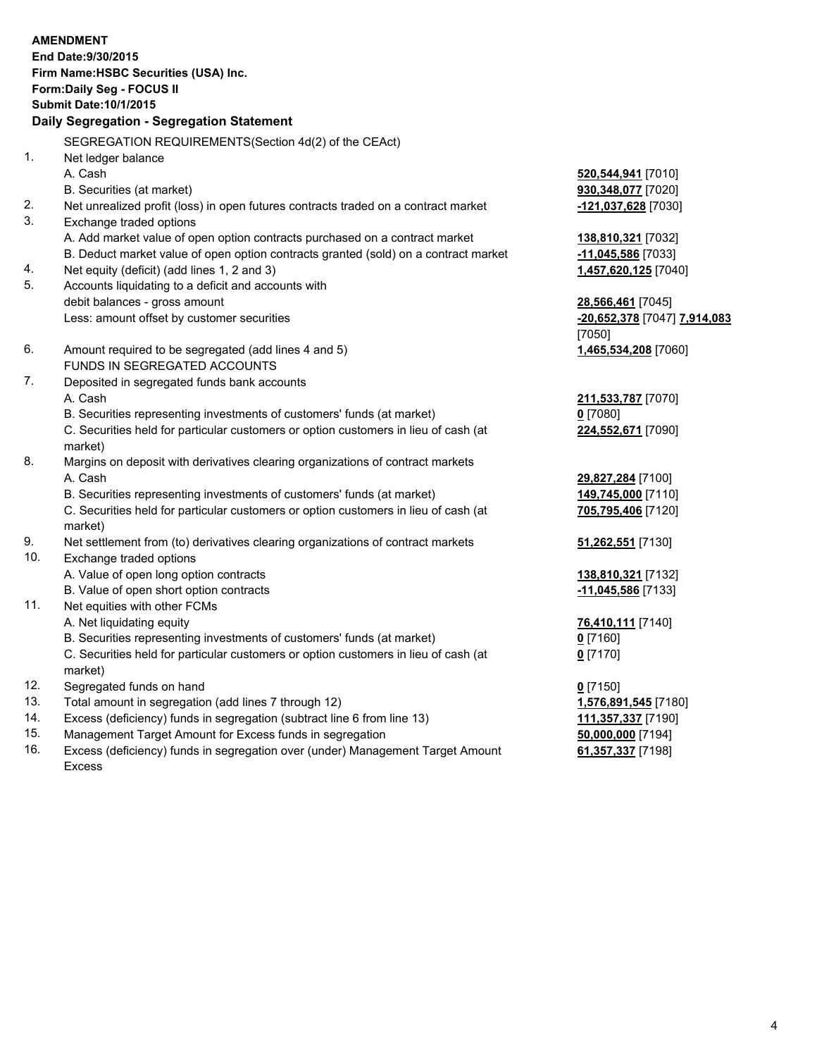**AMENDMENT**
**End Date:9/30/2015**
**Firm Name:HSBC Securities (USA) Inc.**
**Form:Daily Seg - FOCUS II**
**Submit Date:10/1/2015**

## Daily Segregation - Segregation Statement

SEGREGATION REQUIREMENTS(Section 4d(2) of the CEAct)

| | | |
|---|---|---|
| 1. | Net ledger balance | |
| | A. Cash | **520,544,941** [7010] |
| | B. Securities (at market) | **930,348,077** [7020] |
| 2. | Net unrealized profit (loss) in open futures contracts traded on a contract market | **-121,037,628** [7030] |
| 3. | Exchange traded options | |
| | A. Add market value of open option contracts purchased on a contract market | **138,810,321** [7032] |
| | B. Deduct market value of open option contracts granted (sold) on a contract market | **-11,045,586** [7033] |
| 4. | Net equity (deficit) (add lines 1, 2 and 3) | **1,457,620,125** [7040] |
| 5. | Accounts liquidating to a deficit and accounts with debit balances - gross amount | **28,566,461** [7045] |
| | Less: amount offset by customer securities | **-20,652,378** [7047] **7,914,083** [7050] |
| 6. | Amount required to be segregated (add lines 4 and 5) | **1,465,534,208** [7060] |
| | FUNDS IN SEGREGATED ACCOUNTS | |
| 7. | Deposited in segregated funds bank accounts | |
| | A. Cash | **211,533,787** [7070] |
| | B. Securities representing investments of customers' funds (at market) | **0** [7080] |
| | C. Securities held for particular customers or option customers in lieu of cash (at market) | **224,552,671** [7090] |
| 8. | Margins on deposit with derivatives clearing organizations of contract markets | |
| | A. Cash | **29,827,284** [7100] |
| | B. Securities representing investments of customers' funds (at market) | **149,745,000** [7110] |
| | C. Securities held for particular customers or option customers in lieu of cash (at market) | **705,795,406** [7120] |
| 9. | Net settlement from (to) derivatives clearing organizations of contract markets | **51,262,551** [7130] |
| 10. | Exchange traded options | |
| | A. Value of open long option contracts | **138,810,321** [7132] |
| | B. Value of open short option contracts | **-11,045,586** [7133] |
| 11. | Net equities with other FCMs | |
| | A. Net liquidating equity | **76,410,111** [7140] |
| | B. Securities representing investments of customers' funds (at market) | **0** [7160] |
| | C. Securities held for particular customers or option customers in lieu of cash (at market) | **0** [7170] |
| 12. | Segregated funds on hand | **0** [7150] |
| 13. | Total amount in segregation (add lines 7 through 12) | **1,576,891,545** [7180] |
| 14. | Excess (deficiency) funds in segregation (subtract line 6 from line 13) | **111,357,337** [7190] |
| 15. | Management Target Amount for Excess funds in segregation | **50,000,000** [7194] |
| 16. | Excess (deficiency) funds in segregation over (under) Management Target Amount Excess | **61,357,337** [7198] |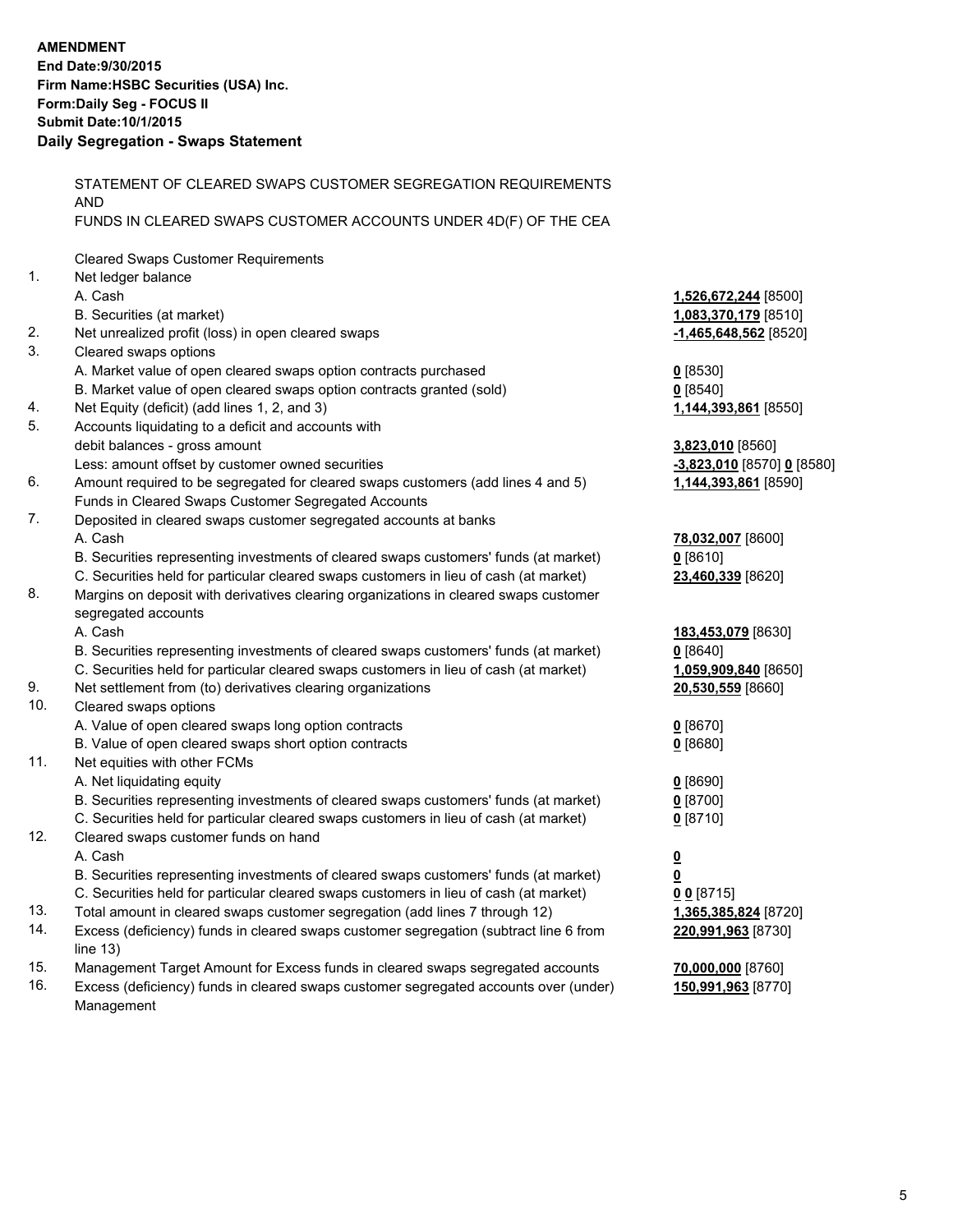**AMENDMENT**
**End Date:9/30/2015**
**Firm Name:HSBC Securities (USA) Inc.**
**Form:Daily Seg - FOCUS II**
**Submit Date:10/1/2015**
**Daily Segregation - Swaps Statement**

STATEMENT OF CLEARED SWAPS CUSTOMER SEGREGATION REQUIREMENTS AND FUNDS IN CLEARED SWAPS CUSTOMER ACCOUNTS UNDER 4D(F) OF THE CEA

| | | |
|---|---|---|
| | Cleared Swaps Customer Requirements | |
| 1. | Net ledger balance | |
| | A. Cash | **1,526,672,244** [8500] |
| | B. Securities (at market) | **1,083,370,179** [8510] |
| 2. | Net unrealized profit (loss) in open cleared swaps | **-1,465,648,562** [8520] |
| 3. | Cleared swaps options | |
| | A. Market value of open cleared swaps option contracts purchased | **0** [8530] |
| | B. Market value of open cleared swaps option contracts granted (sold) | **0** [8540] |
| 4. | Net Equity (deficit) (add lines 1, 2, and 3) | **1,144,393,861** [8550] |
| 5. | Accounts liquidating to a deficit and accounts with debit balances - gross amount | **3,823,010** [8560] |
| | Less: amount offset by customer owned securities | **-3,823,010** [8570] **0** [8580] |
| 6. | Amount required to be segregated for cleared swaps customers (add lines 4 and 5) | **1,144,393,861** [8590] |
| | Funds in Cleared Swaps Customer Segregated Accounts | |
| 7. | Deposited in cleared swaps customer segregated accounts at banks | |
| | A. Cash | **78,032,007** [8600] |
| | B. Securities representing investments of cleared swaps customers' funds (at market) | **0** [8610] |
| | C. Securities held for particular cleared swaps customers in lieu of cash (at market) | **23,460,339** [8620] |
| 8. | Margins on deposit with derivatives clearing organizations in cleared swaps customer segregated accounts | |
| | A. Cash | **183,453,079** [8630] |
| | B. Securities representing investments of cleared swaps customers' funds (at market) | **0** [8640] |
| | C. Securities held for particular cleared swaps customers in lieu of cash (at market) | **1,059,909,840** [8650] |
| 9. | Net settlement from (to) derivatives clearing organizations | **20,530,559** [8660] |
| 10. | Cleared swaps options | |
| | A. Value of open cleared swaps long option contracts | **0** [8670] |
| | B. Value of open cleared swaps short option contracts | **0** [8680] |
| 11. | Net equities with other FCMs | |
| | A. Net liquidating equity | **0** [8690] |
| | B. Securities representing investments of cleared swaps customers' funds (at market) | **0** [8700] |
| | C. Securities held for particular cleared swaps customers in lieu of cash (at market) | **0** [8710] |
| 12. | Cleared swaps customer funds on hand | |
| | A. Cash | **0** |
| | B. Securities representing investments of cleared swaps customers' funds (at market) | **0** |
| | C. Securities held for particular cleared swaps customers in lieu of cash (at market) | **0** **0** [8715] |
| 13. | Total amount in cleared swaps customer segregation (add lines 7 through 12) | **1,365,385,824** [8720] |
| 14. | Excess (deficiency) funds in cleared swaps customer segregation (subtract line 6 from line 13) | **220,991,963** [8730] |
| 15. | Management Target Amount for Excess funds in cleared swaps segregated accounts | **70,000,000** [8760] |
| 16. | Excess (deficiency) funds in cleared swaps customer segregated accounts over (under) Management | **150,991,963** [8770] |